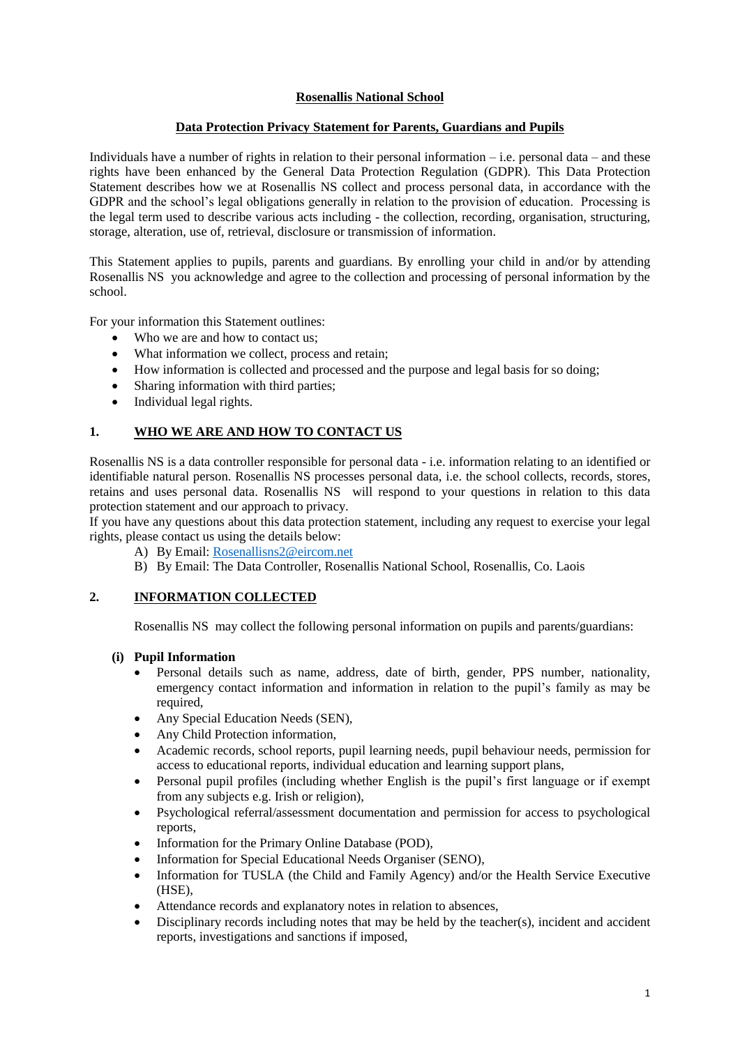# Rosenallis National School

## Data Protection Privacy Statement for Parents, Guardians and Pupils

Individuals have a number of rights in relation to their personal information – i.e. personal data – and these rights have been enhanced by the General Data Protection Regulation (GDPR). This Data Protection Statement describes how we at Rosenallis NS collect and process personal data, in accordance with the GDPR and the school's legal obligations generally in relation to the provision of education. Processing is the legal term used to describe various acts including - the collection, recording, organisation, structuring, storage, alteration, use of, retrieval, disclosure or transmission of information.

This Statement applies to pupils, parents and guardians. By enrolling your child in and/or by attending Rosenallis NS you acknowledge and agree to the collection and processing of personal information by the school.

For your information this Statement outlines:

- Who we are and how to contact us;
- What information we collect, process and retain;
- How information is collected and processed and the purpose and legal basis for so doing;
- Sharing information with third parties;
- Individual legal rights.

## 1. WHO WE ARE AND HOW TO CONTACT US

Rosenallis NS is a data controller responsible for personal data - i.e. information relating to an identified or identifiable natural person. Rosenallis NS processes personal data, i.e. the school collects, records, stores, retains and uses personal data. Rosenallis NS will respond to your questions in relation to this data protection statement and our approach to privacy.
If you have any questions about this data protection statement, including any request to exercise your legal rights, please contact us using the details below:

A) By Email: Rosenallisns2@eircom.net
B) By Email: The Data Controller, Rosenallis National School, Rosenallis, Co. Laois

## 2. INFORMATION COLLECTED

Rosenallis NS may collect the following personal information on pupils and parents/guardians:

**(i) Pupil Information**

- Personal details such as name, address, date of birth, gender, PPS number, nationality, emergency contact information and information in relation to the pupil's family as may be required,
- Any Special Education Needs (SEN),
- Any Child Protection information,
- Academic records, school reports, pupil learning needs, pupil behaviour needs, permission for access to educational reports, individual education and learning support plans,
- Personal pupil profiles (including whether English is the pupil's first language or if exempt from any subjects e.g. Irish or religion),
- Psychological referral/assessment documentation and permission for access to psychological reports,
- Information for the Primary Online Database (POD),
- Information for Special Educational Needs Organiser (SENO),
- Information for TUSLA (the Child and Family Agency) and/or the Health Service Executive (HSE),
- Attendance records and explanatory notes in relation to absences,
- Disciplinary records including notes that may be held by the teacher(s), incident and accident reports, investigations and sanctions if imposed,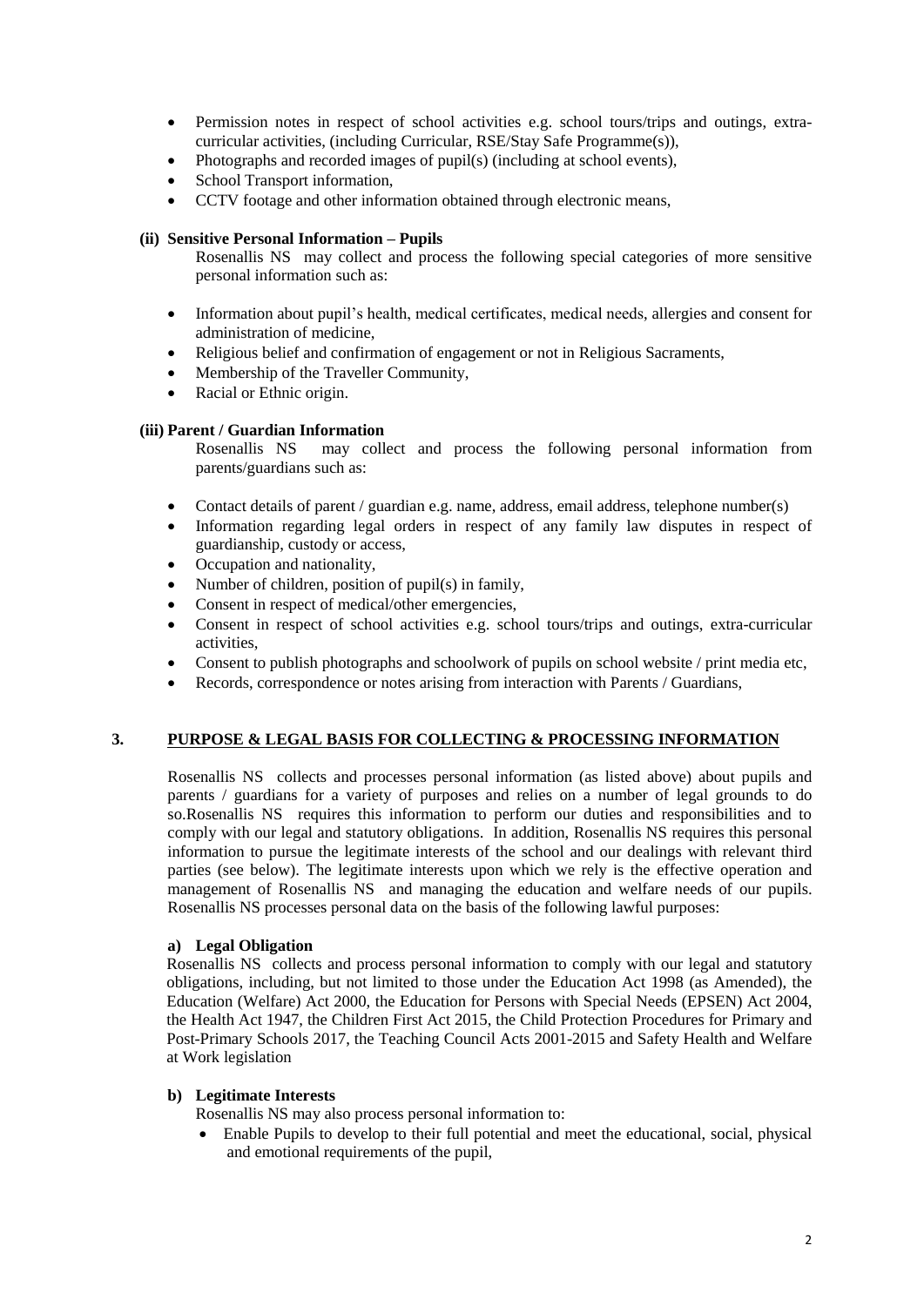- Permission notes in respect of school activities e.g. school tours/trips and outings, extra-curricular activities, (including Curricular, RSE/Stay Safe Programme(s)),
- Photographs and recorded images of pupil(s) (including at school events),
- School Transport information,
- CCTV footage and other information obtained through electronic means,

**(ii) Sensitive Personal Information – Pupils**

Rosenallis NS may collect and process the following special categories of more sensitive personal information such as:

- Information about pupil's health, medical certificates, medical needs, allergies and consent for administration of medicine,
- Religious belief and confirmation of engagement or not in Religious Sacraments,
- Membership of the Traveller Community,
- Racial or Ethnic origin.

**(iii) Parent / Guardian Information**

Rosenallis NS may collect and process the following personal information from parents/guardians such as:

- Contact details of parent / guardian e.g. name, address, email address, telephone number(s)
- Information regarding legal orders in respect of any family law disputes in respect of guardianship, custody or access,
- Occupation and nationality,
- Number of children, position of pupil(s) in family,
- Consent in respect of medical/other emergencies,
- Consent in respect of school activities e.g. school tours/trips and outings, extra-curricular activities,
- Consent to publish photographs and schoolwork of pupils on school website / print media etc,
- Records, correspondence or notes arising from interaction with Parents / Guardians,

## 3. PURPOSE & LEGAL BASIS FOR COLLECTING & PROCESSING INFORMATION

Rosenallis NS collects and processes personal information (as listed above) about pupils and parents / guardians for a variety of purposes and relies on a number of legal grounds to do so.Rosenallis NS requires this information to perform our duties and responsibilities and to comply with our legal and statutory obligations. In addition, Rosenallis NS requires this personal information to pursue the legitimate interests of the school and our dealings with relevant third parties (see below). The legitimate interests upon which we rely is the effective operation and management of Rosenallis NS and managing the education and welfare needs of our pupils. Rosenallis NS processes personal data on the basis of the following lawful purposes:

**a) Legal Obligation**

Rosenallis NS collects and process personal information to comply with our legal and statutory obligations, including, but not limited to those under the Education Act 1998 (as Amended), the Education (Welfare) Act 2000, the Education for Persons with Special Needs (EPSEN) Act 2004, the Health Act 1947, the Children First Act 2015, the Child Protection Procedures for Primary and Post-Primary Schools 2017, the Teaching Council Acts 2001-2015 and Safety Health and Welfare at Work legislation

**b) Legitimate Interests**

Rosenallis NS may also process personal information to:

- Enable Pupils to develop to their full potential and meet the educational, social, physical and emotional requirements of the pupil,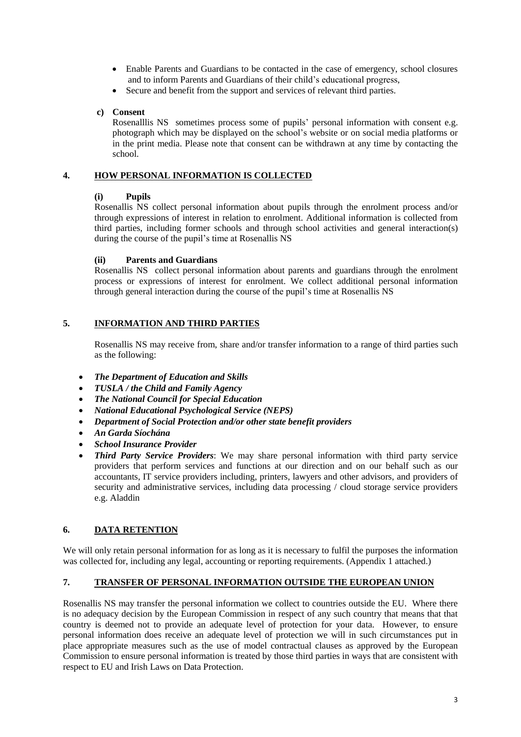- Enable Parents and Guardians to be contacted in the case of emergency, school closures and to inform Parents and Guardians of their child's educational progress,
- Secure and benefit from the support and services of relevant third parties.

**c) Consent**

Rosenalllis NS sometimes process some of pupils' personal information with consent e.g. photograph which may be displayed on the school's website or on social media platforms or in the print media. Please note that consent can be withdrawn at any time by contacting the school.

## 4. HOW PERSONAL INFORMATION IS COLLECTED

**(i) Pupils**

Rosenallis NS collect personal information about pupils through the enrolment process and/or through expressions of interest in relation to enrolment. Additional information is collected from third parties, including former schools and through school activities and general interaction(s) during the course of the pupil's time at Rosenallis NS

**(ii) Parents and Guardians**

Rosenallis NS collect personal information about parents and guardians through the enrolment process or expressions of interest for enrolment. We collect additional personal information through general interaction during the course of the pupil's time at Rosenallis NS

## 5. INFORMATION AND THIRD PARTIES

Rosenallis NS may receive from, share and/or transfer information to a range of third parties such as the following:

- ***The Department of Education and Skills***
- ***TUSLA / the Child and Family Agency***
- ***The National Council for Special Education***
- ***National Educational Psychological Service (NEPS)***
- ***Department of Social Protection and/or other state benefit providers***
- ***An Garda Síochána***
- ***School Insurance Provider***
- ***Third Party Service Providers***: We may share personal information with third party service providers that perform services and functions at our direction and on our behalf such as our accountants, IT service providers including, printers, lawyers and other advisors, and providers of security and administrative services, including data processing / cloud storage service providers e.g. Aladdin

## 6. DATA RETENTION

We will only retain personal information for as long as it is necessary to fulfil the purposes the information was collected for, including any legal, accounting or reporting requirements. (Appendix 1 attached.)

## 7. TRANSFER OF PERSONAL INFORMATION OUTSIDE THE EUROPEAN UNION

Rosenallis NS may transfer the personal information we collect to countries outside the EU. Where there is no adequacy decision by the European Commission in respect of any such country that means that that country is deemed not to provide an adequate level of protection for your data. However, to ensure personal information does receive an adequate level of protection we will in such circumstances put in place appropriate measures such as the use of model contractual clauses as approved by the European Commission to ensure personal information is treated by those third parties in ways that are consistent with respect to EU and Irish Laws on Data Protection.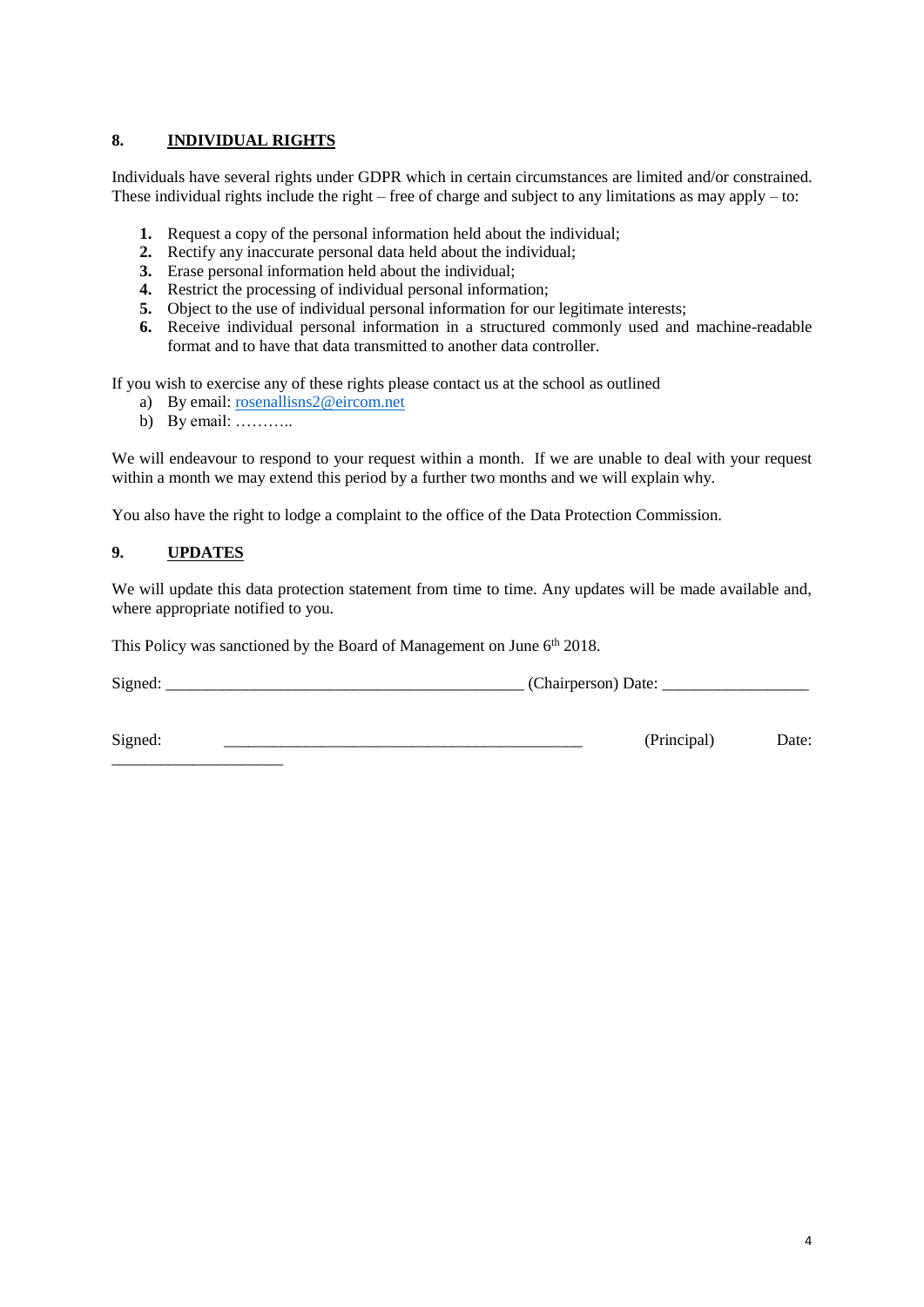## 8. INDIVIDUAL RIGHTS

Individuals have several rights under GDPR which in certain circumstances are limited and/or constrained. These individual rights include the right – free of charge and subject to any limitations as may apply – to:

1. Request a copy of the personal information held about the individual;
2. Rectify any inaccurate personal data held about the individual;
3. Erase personal information held about the individual;
4. Restrict the processing of individual personal information;
5. Object to the use of individual personal information for our legitimate interests;
6. Receive individual personal information in a structured commonly used and machine-readable format and to have that data transmitted to another data controller.

If you wish to exercise any of these rights please contact us at the school as outlined

a) By email: rosenallisns2@eircom.net
b) By email: ………..

We will endeavour to respond to your request within a month. If we are unable to deal with your request within a month we may extend this period by a further two months and we will explain why.

You also have the right to lodge a complaint to the office of the Data Protection Commission.

## 9. UPDATES

We will update this data protection statement from time to time. Any updates will be made available and, where appropriate notified to you.

This Policy was sanctioned by the Board of Management on June 6th 2018.

Signed: ____________________________________________ (Chairperson) Date: __________________

Signed: ____________________________________________ (Principal) Date: _____________________